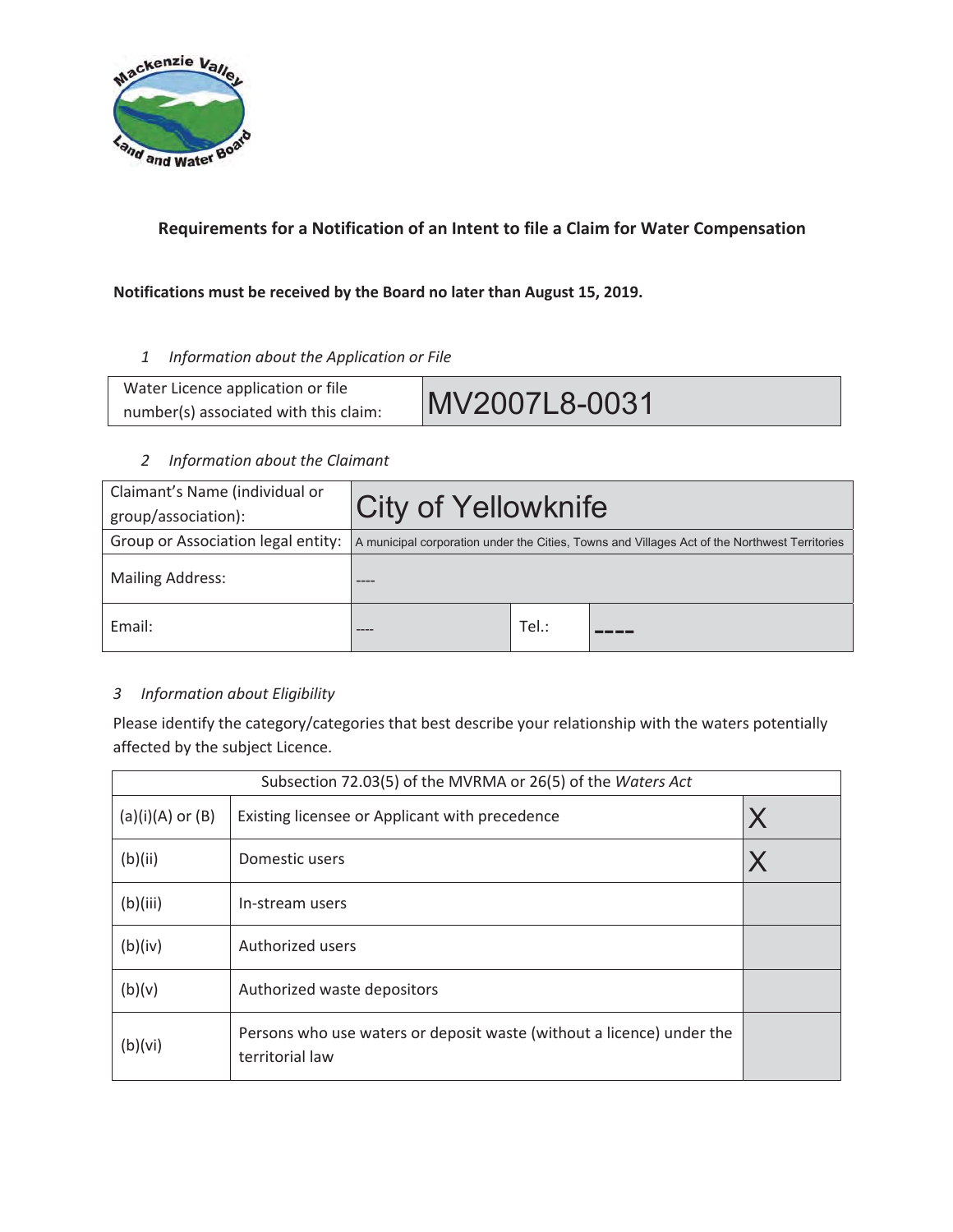## Requirements for a Notification of an Intent to file a Claim for Water Compensation

**Notifications must be received by the Board no later than August 15, 2019.**

*1 Information about the Application or File*

| Water Licence application or file number(s) associated with this claim: | MV2007L8-0031 |
|---|---|

*2 Information about the Claimant*

| Claimant's Name (individual or group/association): | City of Yellowknife | | |
|---|---|---|---|
| Group or Association legal entity: | A municipal corporation under the Cities, Towns and Villages Act of the Northwest Territories | | |
| Mailing Address: | ---- | | |
| Email: | ---- | Tel.: | ---- |

*3 Information about Eligibility*

Please identify the category/categories that best describe your relationship with the waters potentially affected by the subject Licence.

| Subsection 72.03(5) of the MVRMA or 26(5) of the *Waters Act* | | |
|---|---|---|
| (a)(i)(A) or (B) | Existing licensee or Applicant with precedence | X |
| (b)(ii) | Domestic users | X |
| (b)(iii) | In-stream users | |
| (b)(iv) | Authorized users | |
| (b)(v) | Authorized waste depositors | |
| (b)(vi) | Persons who use waters or deposit waste (without a licence) under the territorial law | |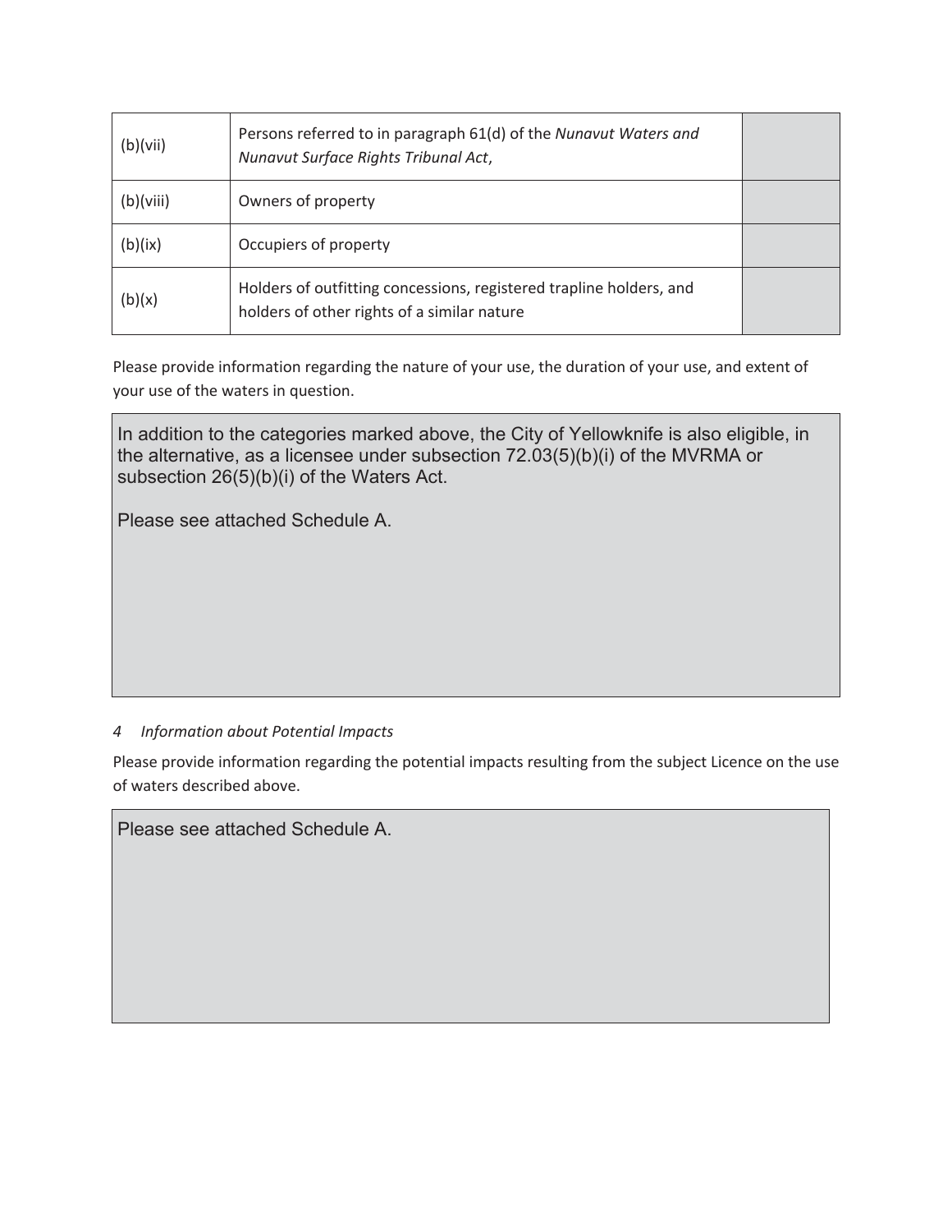| | | |
|---|---|---|
| (b)(vii) | Persons referred to in paragraph 61(d) of the *Nunavut Waters and Nunavut Surface Rights Tribunal Act*, | |
| (b)(viii) | Owners of property | |
| (b)(ix) | Occupiers of property | |
| (b)(x) | Holders of outfitting concessions, registered trapline holders, and holders of other rights of a similar nature | |

Please provide information regarding the nature of your use, the duration of your use, and extent of your use of the waters in question.

In addition to the categories marked above, the City of Yellowknife is also eligible, in the alternative, as a licensee under subsection 72.03(5)(b)(i) of the MVRMA or subsection 26(5)(b)(i) of the Waters Act.

Please see attached Schedule A.

*4 Information about Potential Impacts*

Please provide information regarding the potential impacts resulting from the subject Licence on the use of waters described above.

Please see attached Schedule A.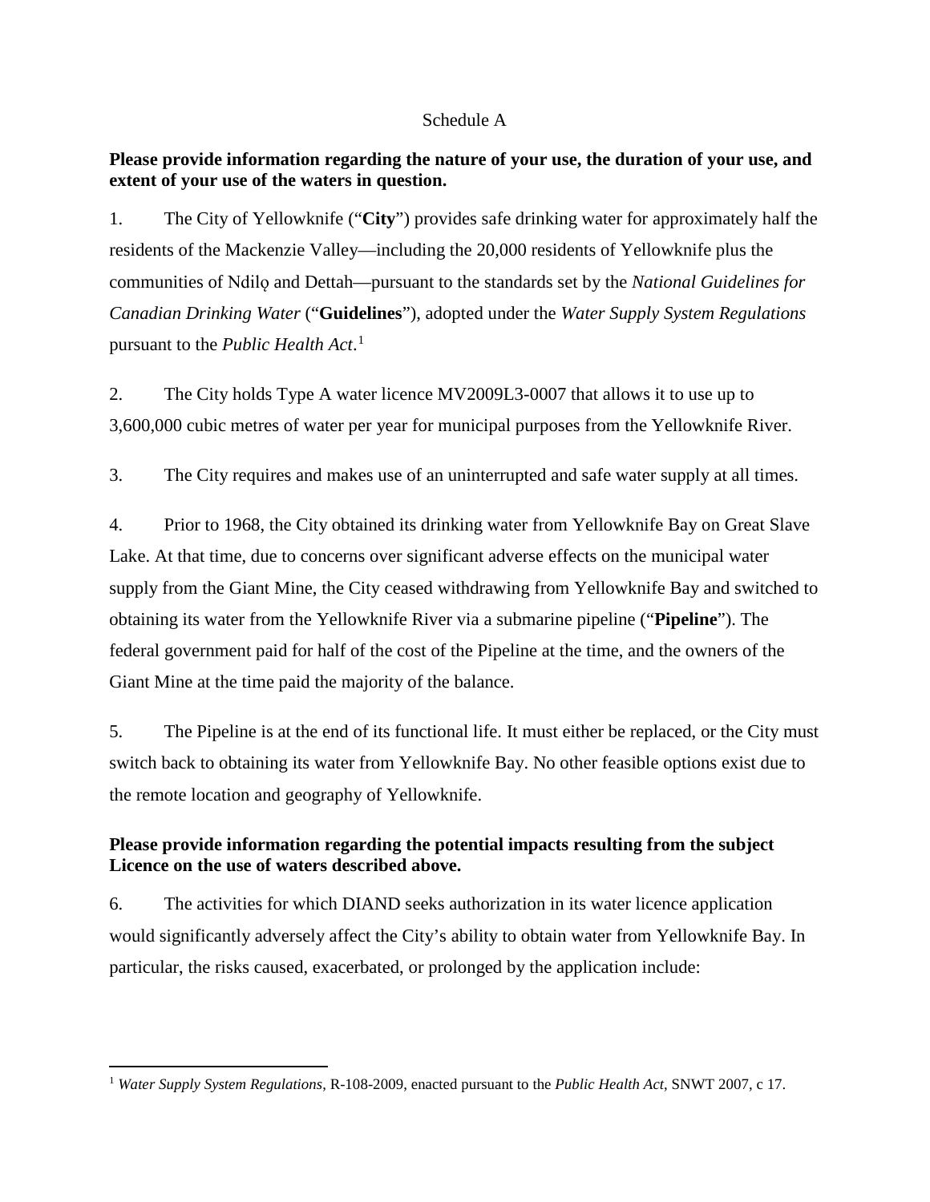Schedule A

**Please provide information regarding the nature of your use, the duration of your use, and extent of your use of the waters in question.**

1. The City of Yellowknife ("**City**") provides safe drinking water for approximately half the residents of the Mackenzie Valley—including the 20,000 residents of Yellowknife plus the communities of Ndilǫ and Dettah—pursuant to the standards set by the *National Guidelines for Canadian Drinking Water* ("**Guidelines**"), adopted under the *Water Supply System Regulations* pursuant to the *Public Health Act*.[1]

2. The City holds Type A water licence MV2009L3-0007 that allows it to use up to 3,600,000 cubic metres of water per year for municipal purposes from the Yellowknife River.

3. The City requires and makes use of an uninterrupted and safe water supply at all times.

4. Prior to 1968, the City obtained its drinking water from Yellowknife Bay on Great Slave Lake. At that time, due to concerns over significant adverse effects on the municipal water supply from the Giant Mine, the City ceased withdrawing from Yellowknife Bay and switched to obtaining its water from the Yellowknife River via a submarine pipeline ("**Pipeline**"). The federal government paid for half of the cost of the Pipeline at the time, and the owners of the Giant Mine at the time paid the majority of the balance.

5. The Pipeline is at the end of its functional life. It must either be replaced, or the City must switch back to obtaining its water from Yellowknife Bay. No other feasible options exist due to the remote location and geography of Yellowknife.

**Please provide information regarding the potential impacts resulting from the subject Licence on the use of waters described above.**

6. The activities for which DIAND seeks authorization in its water licence application would significantly adversely affect the City's ability to obtain water from Yellowknife Bay. In particular, the risks caused, exacerbated, or prolonged by the application include:

---

[1] *Water Supply System Regulations*, R-108-2009, enacted pursuant to the *Public Health Act*, SNWT 2007, c 17.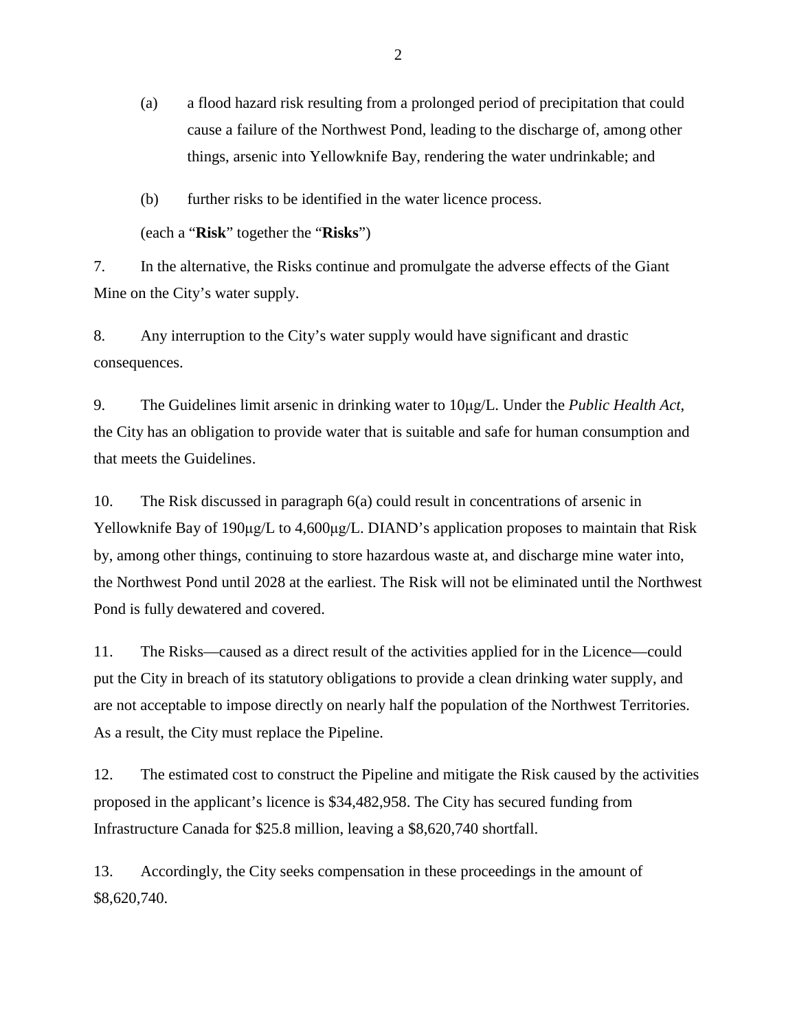(a) a flood hazard risk resulting from a prolonged period of precipitation that could cause a failure of the Northwest Pond, leading to the discharge of, among other things, arsenic into Yellowknife Bay, rendering the water undrinkable; and

(b) further risks to be identified in the water licence process.

(each a "**Risk**" together the "**Risks**")

7. In the alternative, the Risks continue and promulgate the adverse effects of the Giant Mine on the City's water supply.

8. Any interruption to the City's water supply would have significant and drastic consequences.

9. The Guidelines limit arsenic in drinking water to 10μg/L. Under the *Public Health Act*, the City has an obligation to provide water that is suitable and safe for human consumption and that meets the Guidelines.

10. The Risk discussed in paragraph 6(a) could result in concentrations of arsenic in Yellowknife Bay of 190μg/L to 4,600μg/L. DIAND's application proposes to maintain that Risk by, among other things, continuing to store hazardous waste at, and discharge mine water into, the Northwest Pond until 2028 at the earliest. The Risk will not be eliminated until the Northwest Pond is fully dewatered and covered.

11. The Risks—caused as a direct result of the activities applied for in the Licence—could put the City in breach of its statutory obligations to provide a clean drinking water supply, and are not acceptable to impose directly on nearly half the population of the Northwest Territories. As a result, the City must replace the Pipeline.

12. The estimated cost to construct the Pipeline and mitigate the Risk caused by the activities proposed in the applicant's licence is $34,482,958. The City has secured funding from Infrastructure Canada for $25.8 million, leaving a $8,620,740 shortfall.

13. Accordingly, the City seeks compensation in these proceedings in the amount of $8,620,740.